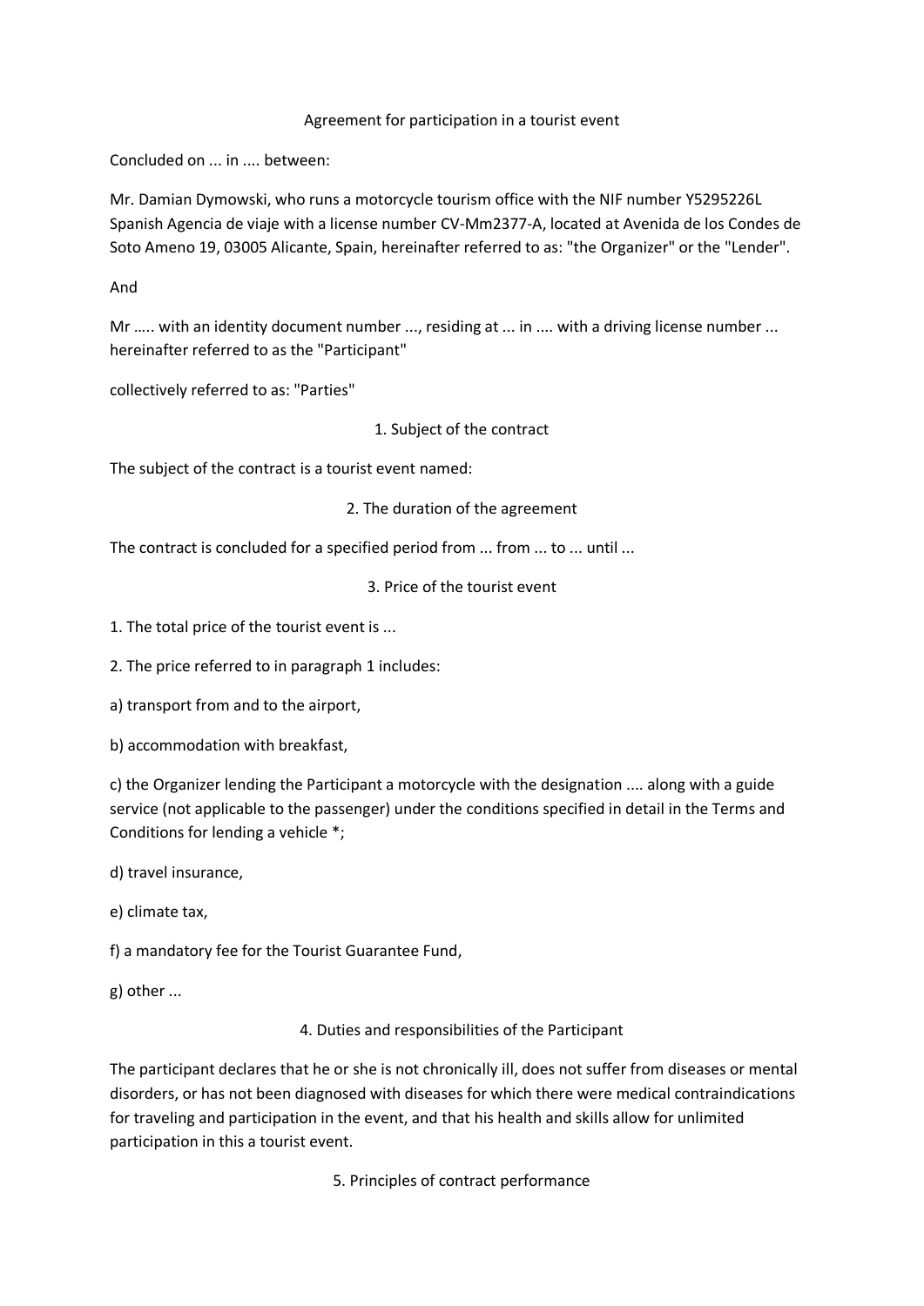# Agreement for participation in a tourist event

Concluded on ... in .... between:

Mr. Damian Dymowski, who runs a motorcycle tourism office with the NIF number Y5295226L Spanish Agencia de viaje with a license number CV-Mm2377-A, located at Avenida de los Condes de Soto Ameno 19, 03005 Alicante, Spain, hereinafter referred to as: "the Organizer" or the "Lender".

And

Mr ….. with an identity document number ..., residing at ... in .... with a driving license number ... hereinafter referred to as the "Participant"

collectively referred to as: "Parties"

## 1. Subject of the contract

The subject of the contract is a tourist event named:

## 2. The duration of the agreement

The contract is concluded for a specified period from ... from ... to ... until ...

## 3. Price of the tourist event

1. The total price of the tourist event is ...

2. The price referred to in paragraph 1 includes:

a) transport from and to the airport,

b) accommodation with breakfast,

c) the Organizer lending the Participant a motorcycle with the designation .... along with a guide service (not applicable to the passenger) under the conditions specified in detail in the Terms and Conditions for lending a vehicle *;

d) travel insurance,

e) climate tax,

f) a mandatory fee for the Tourist Guarantee Fund,

g) other ...

## 4. Duties and responsibilities of the Participant

The participant declares that he or she is not chronically ill, does not suffer from diseases or mental disorders, or has not been diagnosed with diseases for which there were medical contraindications for traveling and participation in the event, and that his health and skills allow for unlimited participation in this a tourist event.

## 5. Principles of contract performance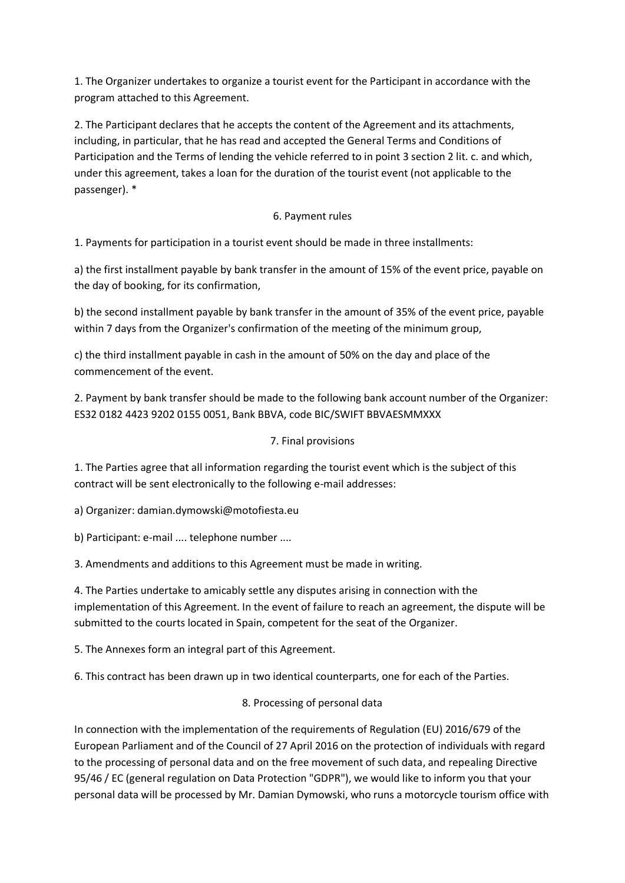1. The Organizer undertakes to organize a tourist event for the Participant in accordance with the program attached to this Agreement.

2. The Participant declares that he accepts the content of the Agreement and its attachments, including, in particular, that he has read and accepted the General Terms and Conditions of Participation and the Terms of lending the vehicle referred to in point 3 section 2 lit. c. and which, under this agreement, takes a loan for the duration of the tourist event (not applicable to the passenger). *

## 6. Payment rules

1. Payments for participation in a tourist event should be made in three installments:

a) the first installment payable by bank transfer in the amount of 15% of the event price, payable on the day of booking, for its confirmation,

b) the second installment payable by bank transfer in the amount of 35% of the event price, payable within 7 days from the Organizer's confirmation of the meeting of the minimum group,

c) the third installment payable in cash in the amount of 50% on the day and place of the commencement of the event.

2. Payment by bank transfer should be made to the following bank account number of the Organizer: ES32 0182 4423 9202 0155 0051, Bank BBVA, code BIC/SWIFT BBVAESMMXXX

## 7. Final provisions

1. The Parties agree that all information regarding the tourist event which is the subject of this contract will be sent electronically to the following e-mail addresses:

a) Organizer: damian.dymowski@motofiesta.eu

b) Participant: e-mail .... telephone number ....

3. Amendments and additions to this Agreement must be made in writing.

4. The Parties undertake to amicably settle any disputes arising in connection with the implementation of this Agreement. In the event of failure to reach an agreement, the dispute will be submitted to the courts located in Spain, competent for the seat of the Organizer.

5. The Annexes form an integral part of this Agreement.

6. This contract has been drawn up in two identical counterparts, one for each of the Parties.

## 8. Processing of personal data

In connection with the implementation of the requirements of Regulation (EU) 2016/679 of the European Parliament and of the Council of 27 April 2016 on the protection of individuals with regard to the processing of personal data and on the free movement of such data, and repealing Directive 95/46 / EC (general regulation on Data Protection "GDPR"), we would like to inform you that your personal data will be processed by Mr. Damian Dymowski, who runs a motorcycle tourism office with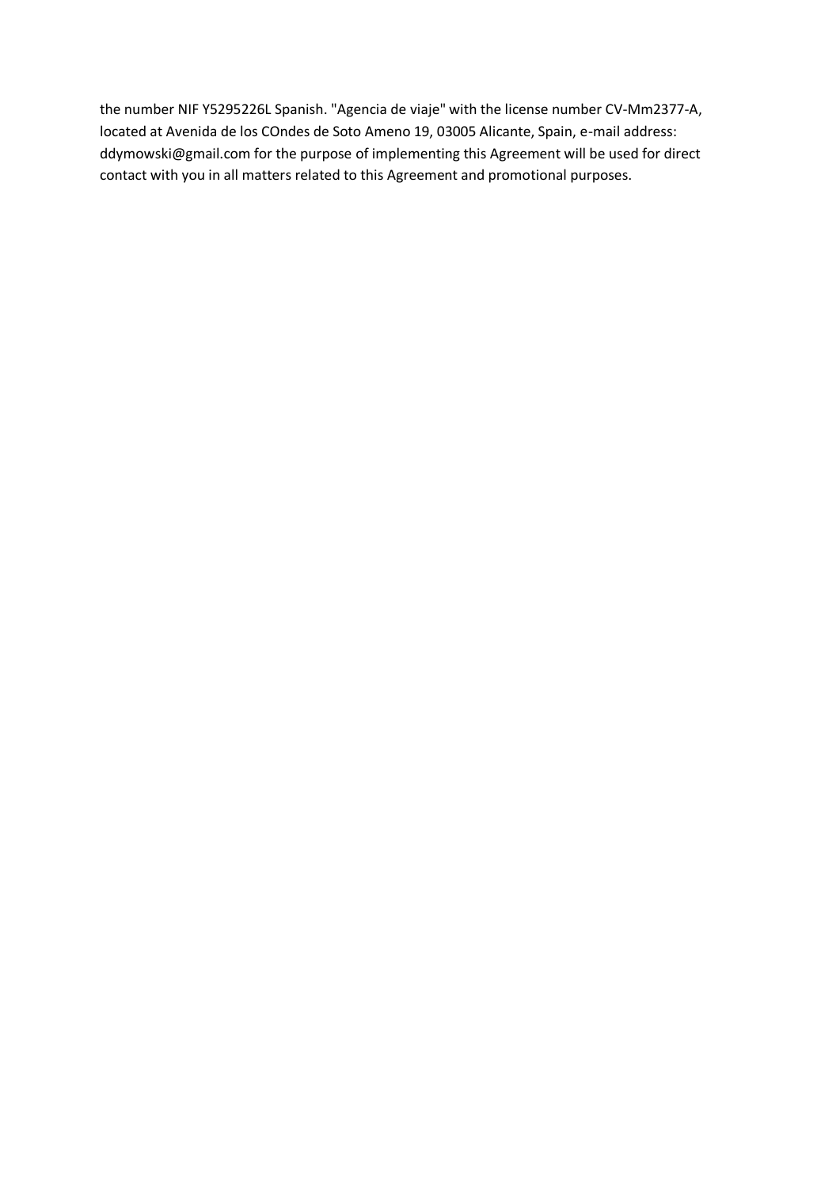the number NIF Y5295226L Spanish. "Agencia de viaje" with the license number CV-Mm2377-A, located at Avenida de los COndes de Soto Ameno 19, 03005 Alicante, Spain, e-mail address: ddymowski@gmail.com for the purpose of implementing this Agreement will be used for direct contact with you in all matters related to this Agreement and promotional purposes.